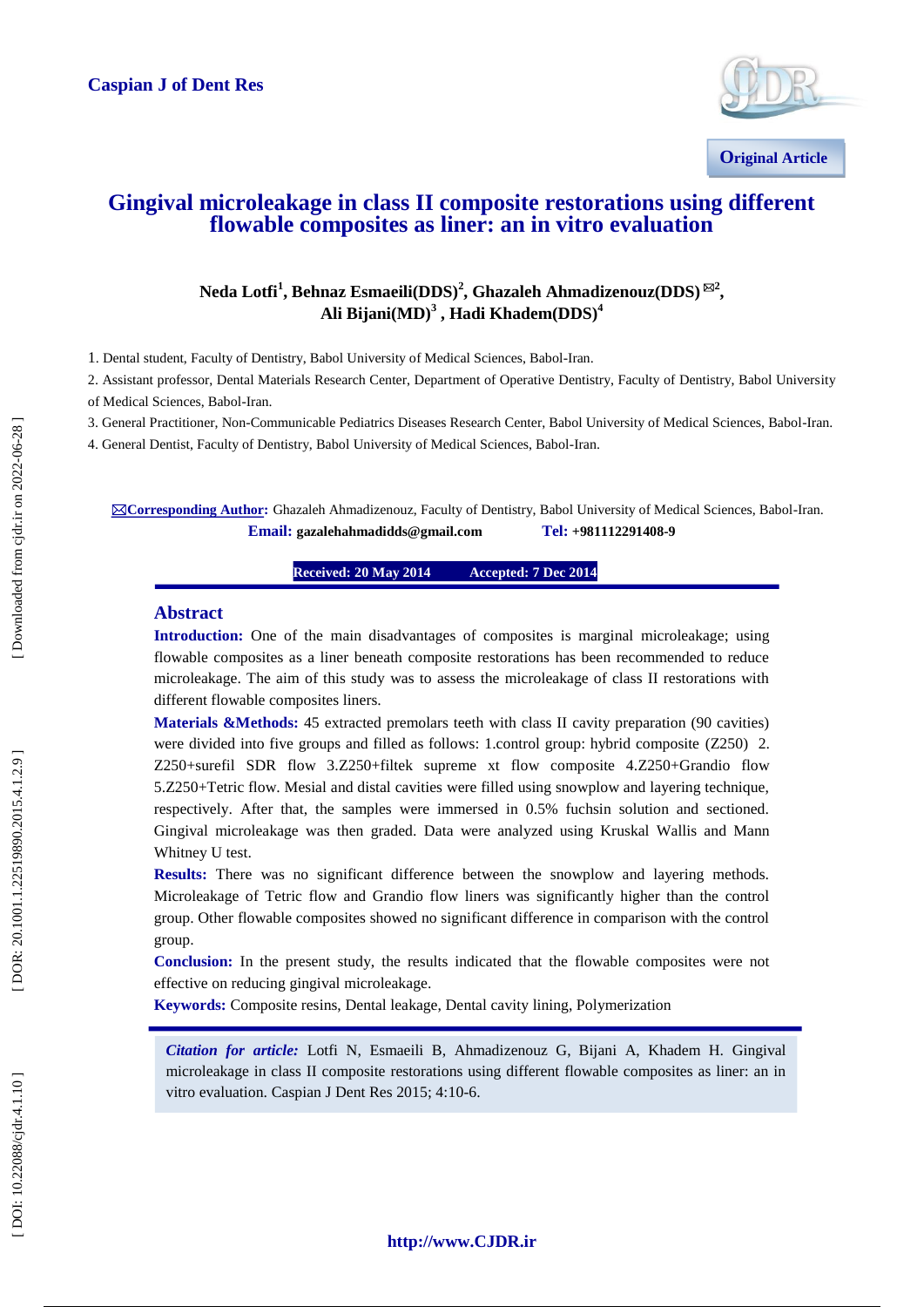Caspian J of Dent Res

Original Article

# Gingival microleakage in class II composite restorations using different flowable composites as liner: an in vitro evaluation

**Neda Lotfi[1], Behnaz Esmaeili(DDS)[2], Ghazaleh Ahmadizenouz(DDS) ✉[2], Ali Bijani(MD)[3], Hadi Khadem(DDS)[4]**

1. Dental student, Faculty of Dentistry, Babol University of Medical Sciences, Babol-Iran.
2. Assistant professor, Dental Materials Research Center, Department of Operative Dentistry, Faculty of Dentistry, Babol University of Medical Sciences, Babol-Iran.
3. General Practitioner, Non-Communicable Pediatrics Diseases Research Center, Babol University of Medical Sciences, Babol-Iran.
4. General Dentist, Faculty of Dentistry, Babol University of Medical Sciences, Babol-Iran.

✉**Corresponding Author:** Ghazaleh Ahmadizenouz, Faculty of Dentistry, Babol University of Medical Sciences, Babol-Iran.
**Email:** gazalehahmadidds@gmail.com **Tel:** +981112291408-9

**Received: 20 May 2014** **Accepted: 7 Dec 2014**

## Abstract

**Introduction:** One of the main disadvantages of composites is marginal microleakage; using flowable composites as a liner beneath composite restorations has been recommended to reduce microleakage. The aim of this study was to assess the microleakage of class II restorations with different flowable composites liners.

**Materials &Methods:** 45 extracted premolars teeth with class II cavity preparation (90 cavities) were divided into five groups and filled as follows: 1.control group: hybrid composite (Z250) 2. Z250+surefil SDR flow 3.Z250+filtek supreme xt flow composite 4.Z250+Grandio flow 5.Z250+Tetric flow. Mesial and distal cavities were filled using snowplow and layering technique, respectively. After that, the samples were immersed in 0.5% fuchsin solution and sectioned. Gingival microleakage was then graded. Data were analyzed using Kruskal Wallis and Mann Whitney U test.

**Results:** There was no significant difference between the snowplow and layering methods. Microleakage of Tetric flow and Grandio flow liners was significantly higher than the control group. Other flowable composites showed no significant difference in comparison with the control group.

**Conclusion:** In the present study, the results indicated that the flowable composites were not effective on reducing gingival microleakage.

**Keywords:** Composite resins, Dental leakage, Dental cavity lining, Polymerization

*Citation for article:* Lotfi N, Esmaeili B, Ahmadizenouz G, Bijani A, Khadem H. Gingival microleakage in class II composite restorations using different flowable composites as liner: an in vitro evaluation. Caspian J Dent Res 2015; 4:10-6.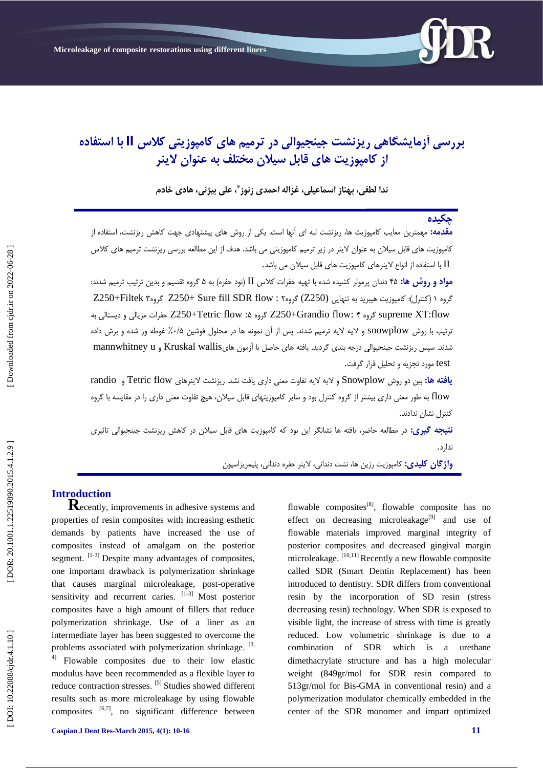# بررسی آزمایشگاهی ریزنشت جینجیوالی در ترمیم های کامپوزیتی کلاس II با استفاده از کامپوزیت های قابل سیلان مختلف به عنوان لاینر

**ندا لطفی، بهناز اسماعیلی، غزاله احمدی زنوز*، علی بیژنی، هادی خادم**

## چکیده

**مقدمه:** مهمترین معایب کامپوزیت ها، ریزنشت لبه ای آنها است. یکی از روش های پیشنهادی جهت کاهش ریزنشت، استفاده از کامپوزیت های قابل سیلان به عنوان لاینر در زیر ترمیم کامپوزیتی می باشد. هدف از این مطالعه بررسی ریزنشت ترمیم های کلاس II با استفاده از انواع لاینرهای کامپوزیت های قابل سیلان می باشد.

**مواد و روش ها:** ۴۵ دندان پرمولر کشیده شده با تهیه حفرات کلاس II (نود حفره) به ۵ گروه تقسیم و بدین ترتیب ترمیم شدند: گروه ۱ (کنترل): کامپوزیت هیبرید به تنهایی (Z250) گروه۲ : Z250+ Sure fill SDR flow گروه۳ Z250+Filtek supreme XT:flow گروه ۴ Z250+Grandio flow: گروه ۵: Z250+Tetric flow حفرات مزیالی و دیستالی به ترتیب با روش snowplow و لایه لایه ترمیم شدند. پس از آن نمونه ها در محلول فوشین ۰/۵٪ غوطه ور شده و برش داده شدند. سپس ریزنشت جینجیوالی درجه بندی گردید. یافته های حاصل با آزمون هایKruskal wallis و mannwhitney u test مورد تجزیه و تحلیل قرار گرفت.

**یافته ها:** بین دو روش Snowplow و لایه لایه تفاوت معنی داری یافت نشد. ریزنشت لاینرهای Tetric flow و randio flow به طور معنی داری بیشتر از گروه کنترل بود و سایر کامپوزیتهای قابل سیلان، هیچ تفاوت معنی داری را در مقایسه با گروه کنترل نشان ندادند.

**نتیجه گیری:** در مطالعه حاضر، یافته ها نشانگر این بود که کامپوزیت های قابل سیلان در کاهش ریزنشت جینجیوالی تاثیری ندارد.

**واژگان کلیدی:** کامپوزیت رزین ها، نشت دندانی، لاینر حفره دندانی، پلیمریزاسیون

## Introduction

Recently, improvements in adhesive systems and properties of resin composites with increasing esthetic demands by patients have increased the use of composites instead of amalgam on the posterior segment. [1-3] Despite many advantages of composites, one important drawback is polymerization shrinkage that causes marginal microleakage, post-operative sensitivity and recurrent caries. [1-3] Most posterior composites have a high amount of fillers that reduce polymerization shrinkage. Use of a liner as an intermediate layer has been suggested to overcome the problems associated with polymerization shrinkage. [3, 4] Flowable composites due to their low elastic modulus have been recommended as a flexible layer to reduce contraction stresses. [5] Studies showed different results such as more microleakage by using flowable composites [6,7], no significant difference between flowable composites[8], flowable composite has no effect on decreasing microleakage[9] and use of flowable materials improved marginal integrity of posterior composites and decreased gingival margin microleakage. [10,11] Recently a new flowable composite called SDR (Smart Dentin Replacement) has been introduced to dentistry. SDR differs from conventional resin by the incorporation of SD resin (stress decreasing resin) technology. When SDR is exposed to visible light, the increase of stress with time is greatly reduced. Low volumetric shrinkage is due to a combination of SDR which is a urethane dimethacrylate structure and has a high molecular weight (849gr/mol for SDR resin compared to 513gr/mol for Bis-GMA in conventional resin) and a polymerization modulator chemically embedded in the center of the SDR monomer and impart optimized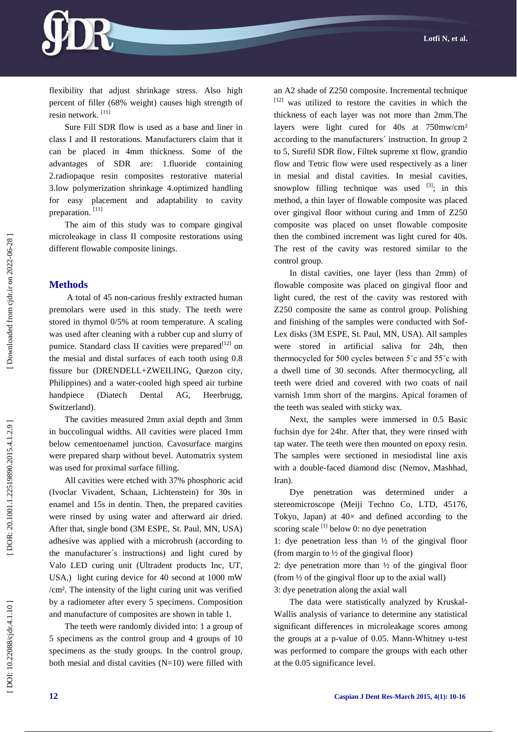flexibility that adjust shrinkage stress. Also high percent of filler (68% weight) causes high strength of resin network. [11]

Sure Fill SDR flow is used as a base and liner in class I and II restorations. Manufacturers claim that it can be placed in 4mm thickness. Some of the advantages of SDR are: 1.fluoride containing 2.radiopaque resin composites restorative material 3.low polymerization shrinkage 4.optimized handling for easy placement and adaptability to cavity preparation. [11]

The aim of this study was to compare gingival microleakage in class II composite restorations using different flowable composite linings.

## Methods

A total of 45 non-carious freshly extracted human premolars were used in this study. The teeth were stored in thymol 0/5% at room temperature. A scaling was used after cleaning with a rubber cup and slurry of pumice. Standard class II cavities were prepared[12] on the mesial and distal surfaces of each tooth using 0.8 fissure bur (DRENDELL+ZWEILING, Quezon city, Philippines) and a water-cooled high speed air turbine handpiece (Diatech Dental AG, Heerbrugg, Switzerland).

The cavities measured 2mm axial depth and 3mm in buccolingual widths. All cavities were placed 1mm below cementoenamel junction. Cavosurface margins were prepared sharp without bevel. Automatrix system was used for proximal surface filling.

All cavities were etched with 37% phosphoric acid (Ivoclar Vivadent, Schaan, Lichtenstein) for 30s in enamel and 15s in dentin. Then, the prepared cavities were rinsed by using water and afterward air dried. After that, single bond (3M ESPE, St. Paul, MN, USA) adhesive was applied with a microbrush (according to the manufacturer´s instructions) and light cured by Valo LED curing unit (Ultradent products Inc, UT, USA,) light curing device for 40 second at 1000 mW /cm². The intensity of the light curing unit was verified by a radiometer after every 5 specimens. Composition and manufacture of composites are shown in table 1.

The teeth were randomly divided into: 1 a group of 5 specimens as the control group and 4 groups of 10 specimens as the study groups. In the control group, both mesial and distal cavities (N=10) were filled with an A2 shade of Z250 composite. Incremental technique [12] was utilized to restore the cavities in which the thickness of each layer was not more than 2mm.The layers were light cured for 40s at 750mw/cm² according to the manufacturers´ instruction. In group 2 to 5, Surefil SDR flow, Filtek supreme xt flow, grandio flow and Tetric flow were used respectively as a liner in mesial and distal cavities. In mesial cavities, snowplow filling technique was used [3]; in this method, a thin layer of flowable composite was placed over gingival floor without curing and 1mm of Z250 composite was placed on unset flowable composite then the combined increment was light cured for 40s. The rest of the cavity was restored similar to the control group.

In distal cavities, one layer (less than 2mm) of flowable composite was placed on gingival floor and light cured, the rest of the cavity was restored with Z250 composite the same as control group. Polishing and finishing of the samples were conducted with Sof-Lex disks (3M ESPE, St. Paul, MN, USA). All samples were stored in artificial saliva for 24h, then thermocycled for 500 cycles between 5˚c and 55˚c with a dwell time of 30 seconds. After thermocycling, all teeth were dried and covered with two coats of nail varnish 1mm short of the margins. Apical foramen of the teeth was sealed with sticky wax.

Next, the samples were immersed in 0.5 Basic fuchsin dye for 24hr. After that, they were rinsed with tap water. The teeth were then mounted on epoxy resin. The samples were sectioned in mesiodistal line axis with a double-faced diamond disc (Nemov, Mashhad, Iran).

Dye penetration was determined under a stereomicroscope (Meiji Techno Co, LTD, 45176, Tokyo, Japan) at 40× and defined according to the scoring scale [1] below 0: no dye penetration

1: dye penetration less than ½ of the gingival floor (from margin to ½ of the gingival floor)

2: dye penetration more than ½ of the gingival floor (from ½ of the gingival floor up to the axial wall)

3: dye penetration along the axial wall

The data were statistically analyzed by Kruskal-Wallis analysis of variance to determine any statistical significant differences in microleakage scores among the groups at a p-value of 0.05. Mann-Whitney u-test was performed to compare the groups with each other at the 0.05 significance level.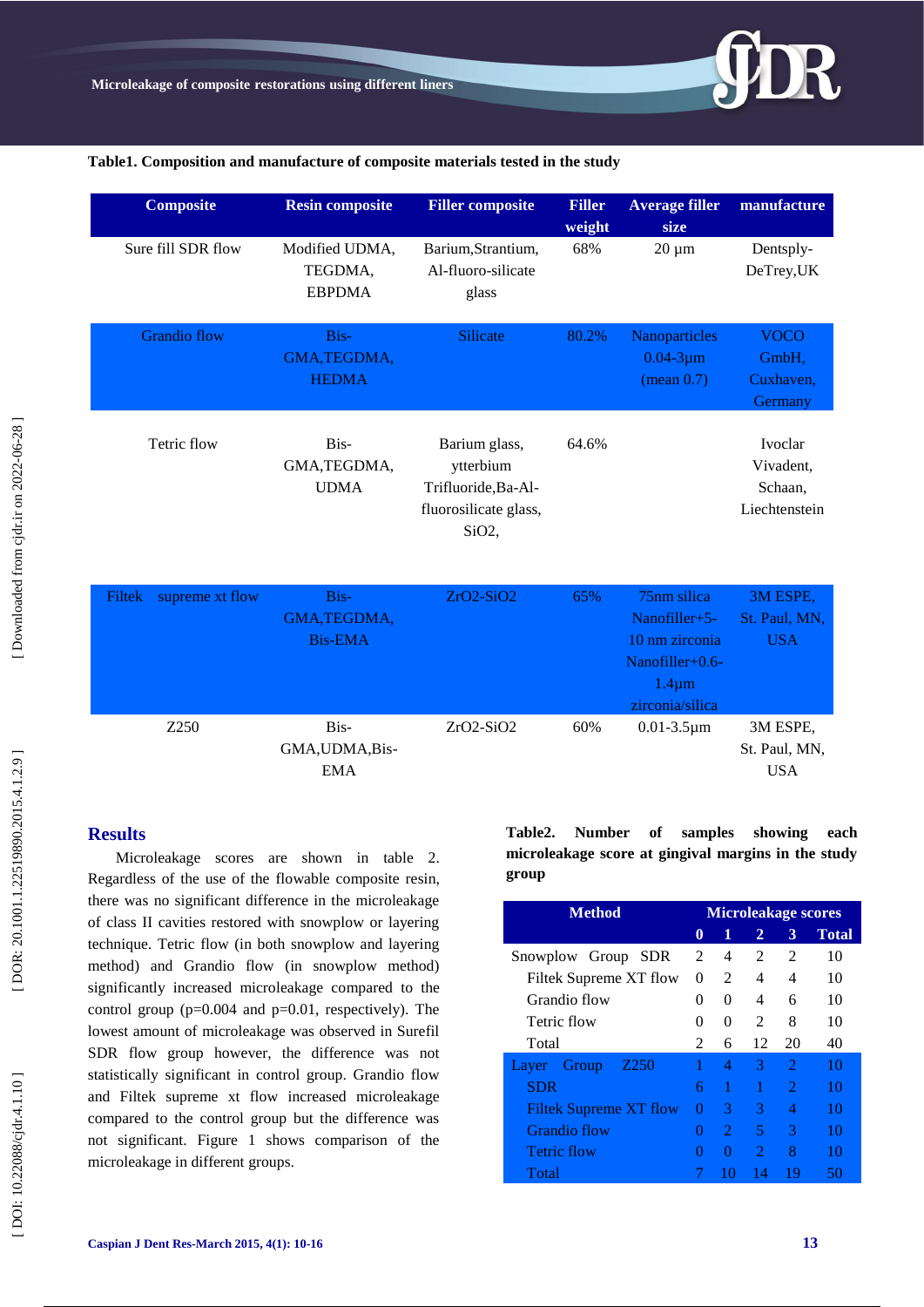**Table1. Composition and manufacture of composite materials tested in the study**

| Composite | Resin composite | Filler composite | Filler weight | Average filler size | manufacture |
|---|---|---|---|---|---|
| Sure fill SDR flow | Modified UDMA, TEGDMA, EBPDMA | Barium,Strantium, Al-fluoro-silicate glass | 68% | 20 µm | Dentsply-DeTrey,UK |
| Grandio flow | Bis-GMA,TEGDMA, HEDMA | Silicate | 80.2% | Nanoparticles 0.04-3µm (mean 0.7) | VOCO GmbH, Cuxhaven, Germany |
| Tetric flow | Bis-GMA,TEGDMA, UDMA | Barium glass, ytterbium Trifluoride,Ba-Al-fluorosilicate glass, SiO2, | 64.6% | | Ivoclar Vivadent, Schaan, Liechtenstein |
| Filtek supreme xt flow | Bis-GMA,TEGDMA, Bis-EMA | ZrO2-SiO2 | 65% | 75nm silica Nanofiller+5-10 nm zirconia Nanofiller+0.6-1.4µm zirconia/silica | 3M ESPE, St. Paul, MN, USA |
| Z250 | Bis-GMA,UDMA,Bis-EMA | ZrO2-SiO2 | 60% | 0.01-3.5µm | 3M ESPE, St. Paul, MN, USA |

## Results

Microleakage scores are shown in table 2. Regardless of the use of the flowable composite resin, there was no significant difference in the microleakage of class II cavities restored with snowplow or layering technique. Tetric flow (in both snowplow and layering method) and Grandio flow (in snowplow method) significantly increased microleakage compared to the control group ($p=0.004$ and $p=0.01$, respectively). The lowest amount of microleakage was observed in Surefil SDR flow group however, the difference was not statistically significant in control group. Grandio flow and Filtek supreme xt flow increased microleakage compared to the control group but the difference was not significant. Figure 1 shows comparison of the microleakage in different groups.

**Table2. Number of samples showing each microleakage score at gingival margins in the study group**

| Method | Microleakage scores | | | | |
|---|---|---|---|---|---|
| | 0 | 1 | 2 | 3 | Total |
| Snowplow Group SDR | 2 | 4 | 2 | 2 | 10 |
| Filtek Supreme XT flow | 0 | 2 | 4 | 4 | 10 |
| Grandio flow | 0 | 0 | 4 | 6 | 10 |
| Tetric flow | 0 | 0 | 2 | 8 | 10 |
| Total | 2 | 6 | 12 | 20 | 40 |
| Layer Group Z250 | 1 | 4 | 3 | 2 | 10 |
| SDR | 6 | 1 | 1 | 2 | 10 |
| Filtek Supreme XT flow | 0 | 3 | 3 | 4 | 10 |
| Grandio flow | 0 | 2 | 5 | 3 | 10 |
| Tetric flow | 0 | 0 | 2 | 8 | 10 |
| Total | 7 | 10 | 14 | 19 | 50 |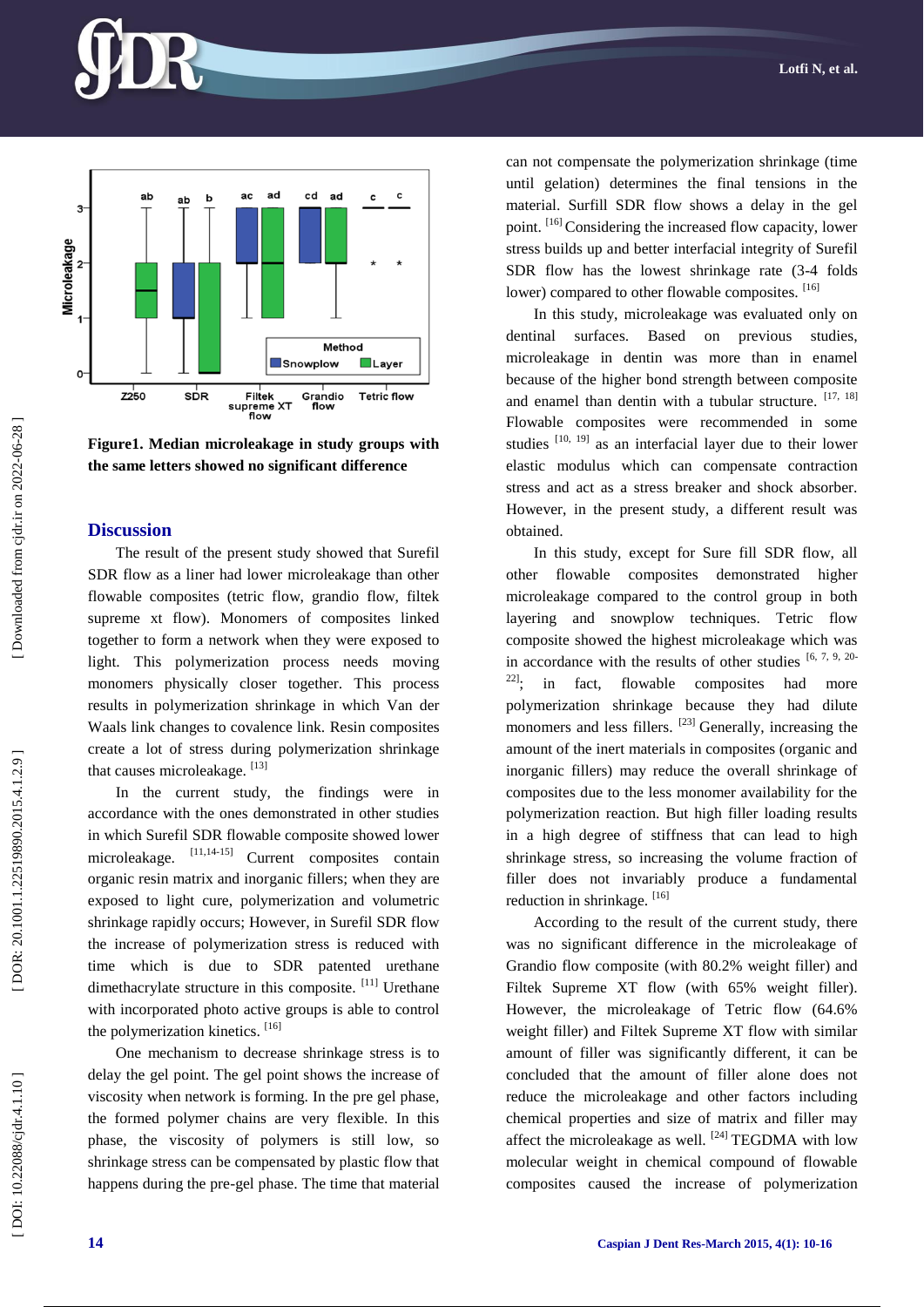**Figure1. Median microleakage in study groups with the same letters showed no significant difference**

## Discussion

The result of the present study showed that Surefil SDR flow as a liner had lower microleakage than other flowable composites (tetric flow, grandio flow, filtek supreme xt flow). Monomers of composites linked together to form a network when they were exposed to light. This polymerization process needs moving monomers physically closer together. This process results in polymerization shrinkage in which Van der Waals link changes to covalence link. Resin composites create a lot of stress during polymerization shrinkage that causes microleakage. [13]

In the current study, the findings were in accordance with the ones demonstrated in other studies in which Surefil SDR flowable composite showed lower microleakage. [11,14-15] Current composites contain organic resin matrix and inorganic fillers; when they are exposed to light cure, polymerization and volumetric shrinkage rapidly occurs; However, in Surefil SDR flow the increase of polymerization stress is reduced with time which is due to SDR patented urethane dimethacrylate structure in this composite. [11] Urethane with incorporated photo active groups is able to control the polymerization kinetics. [16]

One mechanism to decrease shrinkage stress is to delay the gel point. The gel point shows the increase of viscosity when network is forming. In the pre gel phase, the formed polymer chains are very flexible. In this phase, the viscosity of polymers is still low, so shrinkage stress can be compensated by plastic flow that happens during the pre-gel phase. The time that material can not compensate the polymerization shrinkage (time until gelation) determines the final tensions in the material. Surfill SDR flow shows a delay in the gel point. [16] Considering the increased flow capacity, lower stress builds up and better interfacial integrity of Surefil SDR flow has the lowest shrinkage rate (3-4 folds lower) compared to other flowable composites. [16]

In this study, microleakage was evaluated only on dentinal surfaces. Based on previous studies, microleakage in dentin was more than in enamel because of the higher bond strength between composite and enamel than dentin with a tubular structure. [17, 18] Flowable composites were recommended in some studies [10, 19] as an interfacial layer due to their lower elastic modulus which can compensate contraction stress and act as a stress breaker and shock absorber. However, in the present study, a different result was obtained.

In this study, except for Sure fill SDR flow, all other flowable composites demonstrated higher microleakage compared to the control group in both layering and snowplow techniques. Tetric flow composite showed the highest microleakage which was in accordance with the results of other studies [6, 7, 9, 20-22]; in fact, flowable composites had more polymerization shrinkage because they had dilute monomers and less fillers. [23] Generally, increasing the amount of the inert materials in composites (organic and inorganic fillers) may reduce the overall shrinkage of composites due to the less monomer availability for the polymerization reaction. But high filler loading results in a high degree of stiffness that can lead to high shrinkage stress, so increasing the volume fraction of filler does not invariably produce a fundamental reduction in shrinkage. [16]

According to the result of the current study, there was no significant difference in the microleakage of Grandio flow composite (with 80.2% weight filler) and Filtek Supreme XT flow (with 65% weight filler). However, the microleakage of Tetric flow (64.6% weight filler) and Filtek Supreme XT flow with similar amount of filler was significantly different, it can be concluded that the amount of filler alone does not reduce the microleakage and other factors including chemical properties and size of matrix and filler may affect the microleakage as well. [24] TEGDMA with low molecular weight in chemical compound of flowable composites caused the increase of polymerization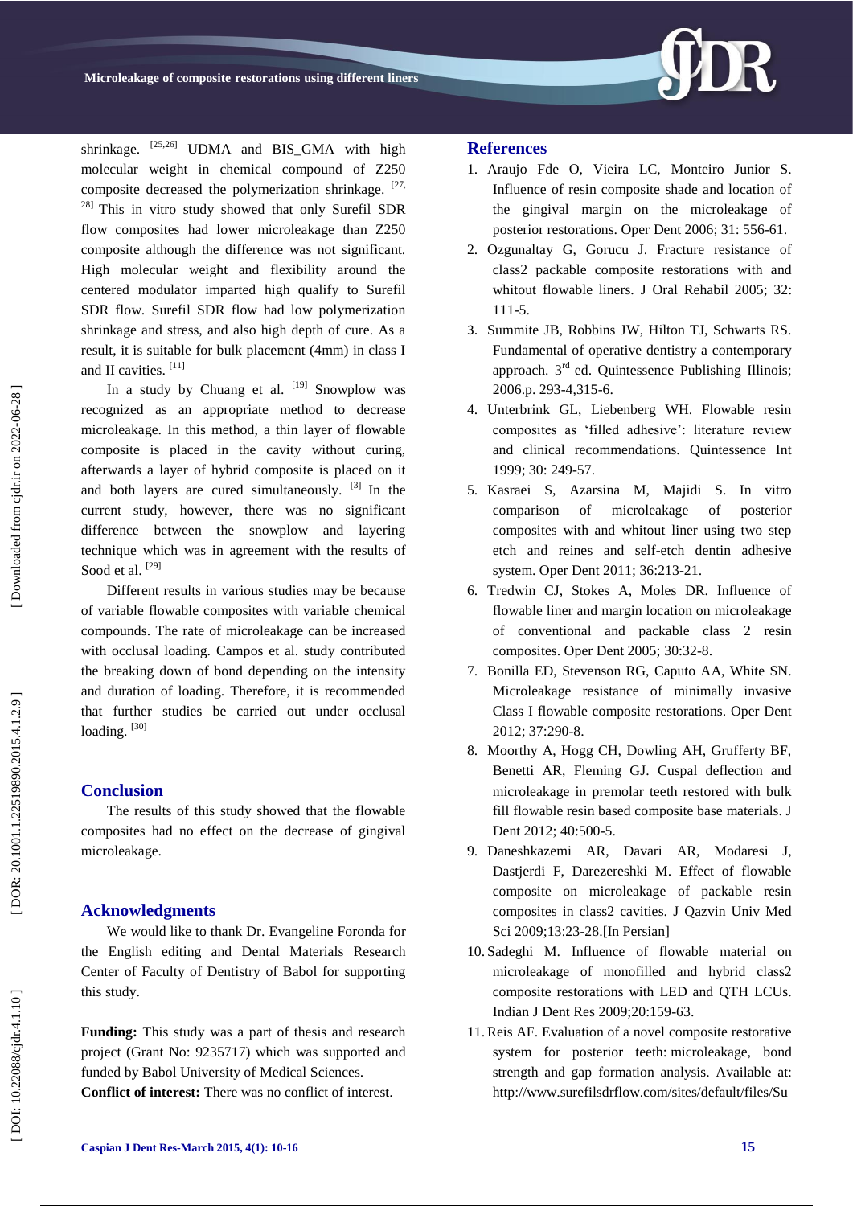shrinkage. [25,26] UDMA and BIS_GMA with high molecular weight in chemical compound of Z250 composite decreased the polymerization shrinkage. [27, 28] This in vitro study showed that only Surefil SDR flow composites had lower microleakage than Z250 composite although the difference was not significant. High molecular weight and flexibility around the centered modulator imparted high qualify to Surefil SDR flow. Surefil SDR flow had low polymerization shrinkage and stress, and also high depth of cure. As a result, it is suitable for bulk placement (4mm) in class I and II cavities. [11]

In a study by Chuang et al. [19] Snowplow was recognized as an appropriate method to decrease microleakage. In this method, a thin layer of flowable composite is placed in the cavity without curing, afterwards a layer of hybrid composite is placed on it and both layers are cured simultaneously. [3] In the current study, however, there was no significant difference between the snowplow and layering technique which was in agreement with the results of Sood et al. [29]

Different results in various studies may be because of variable flowable composites with variable chemical compounds. The rate of microleakage can be increased with occlusal loading. Campos et al. study contributed the breaking down of bond depending on the intensity and duration of loading. Therefore, it is recommended that further studies be carried out under occlusal loading. [30]

## Conclusion

The results of this study showed that the flowable composites had no effect on the decrease of gingival microleakage.

## Acknowledgments

We would like to thank Dr. Evangeline Foronda for the English editing and Dental Materials Research Center of Faculty of Dentistry of Babol for supporting this study.

**Funding:** This study was a part of thesis and research project (Grant No: 9235717) which was supported and funded by Babol University of Medical Sciences.

**Conflict of interest:** There was no conflict of interest.

## References

1. Araujo Fde O, Vieira LC, Monteiro Junior S. Influence of resin composite shade and location of the gingival margin on the microleakage of posterior restorations. Oper Dent 2006; 31: 556-61.
2. Ozgunaltay G, Gorucu J. Fracture resistance of class2 packable composite restorations with and whitout flowable liners. J Oral Rehabil 2005; 32: 111-5.
3. Summite JB, Robbins JW, Hilton TJ, Schwarts RS. Fundamental of operative dentistry a contemporary approach. 3rd ed. Quintessence Publishing Illinois; 2006.p. 293-4,315-6.
4. Unterbrink GL, Liebenberg WH. Flowable resin composites as 'filled adhesive': literature review and clinical recommendations. Quintessence Int 1999; 30: 249-57.
5. Kasraei S, Azarsina M, Majidi S. In vitro comparison of microleakage of posterior composites with and whitout liner using two step etch and reines and self-etch dentin adhesive system. Oper Dent 2011; 36:213-21.
6. Tredwin CJ, Stokes A, Moles DR. Influence of flowable liner and margin location on microleakage of conventional and packable class 2 resin composites. Oper Dent 2005; 30:32-8.
7. Bonilla ED, Stevenson RG, Caputo AA, White SN. Microleakage resistance of minimally invasive Class I flowable composite restorations. Oper Dent 2012; 37:290-8.
8. Moorthy A, Hogg CH, Dowling AH, Grufferty BF, Benetti AR, Fleming GJ. Cuspal deflection and microleakage in premolar teeth restored with bulk fill flowable resin based composite base materials. J Dent 2012; 40:500-5.
9. Daneshkazemi AR, Davari AR, Modaresi J, Dastjerdi F, Darezereshki M. Effect of flowable composite on microleakage of packable resin composites in class2 cavities. J Qazvin Univ Med Sci 2009;13:23-28.[In Persian]
10. Sadeghi M. Influence of flowable material on microleakage of monofilled and hybrid class2 composite restorations with LED and QTH LCUs. Indian J Dent Res 2009;20:159-63.
11. Reis AF. Evaluation of a novel composite restorative system for posterior teeth: microleakage, bond strength and gap formation analysis. Available at: http://www.surefilsdrflow.com/sites/default/files/Su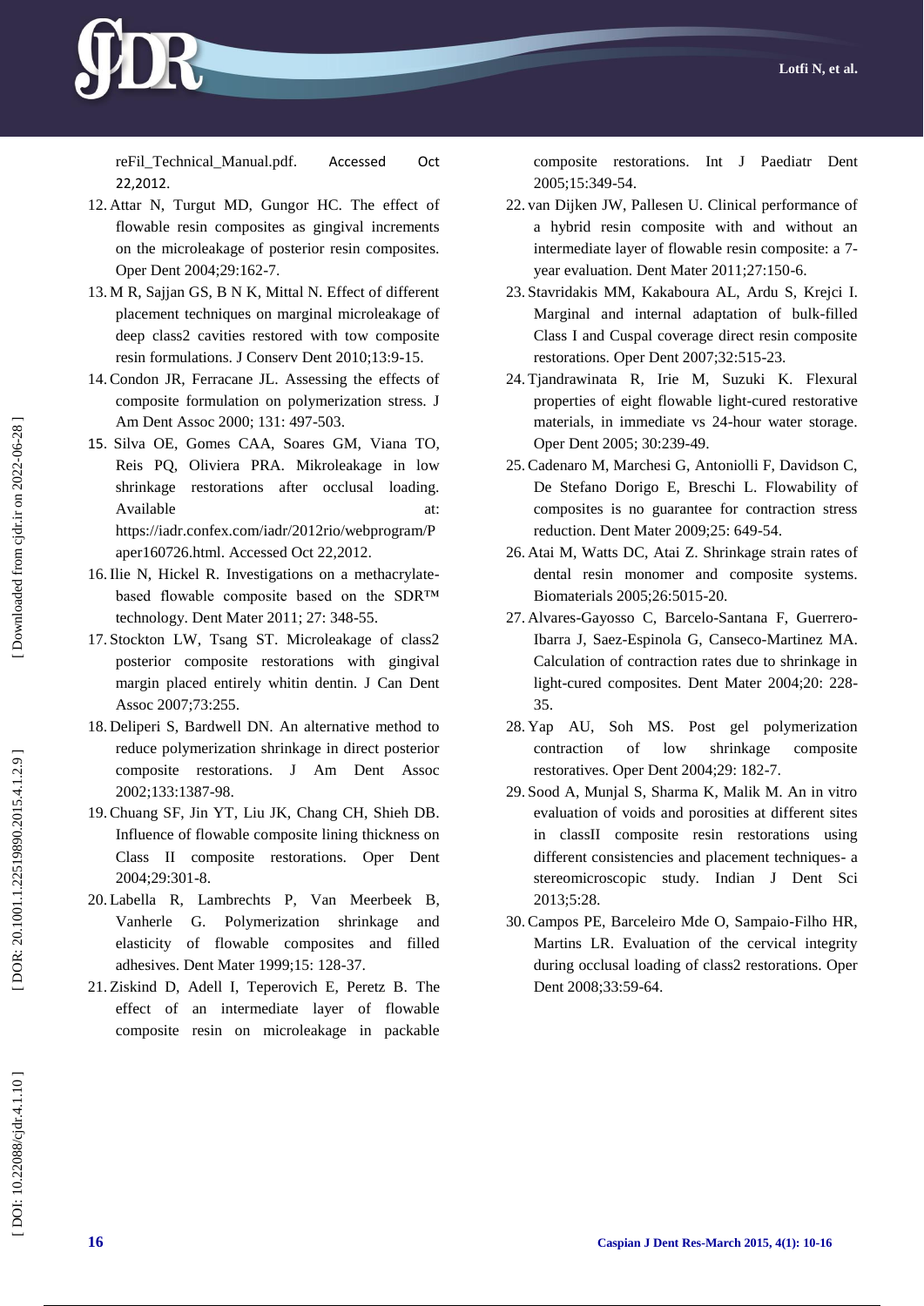reFil_Technical_Manual.pdf. Accessed Oct 22,2012.

12. Attar N, Turgut MD, Gungor HC. The effect of flowable resin composites as gingival increments on the microleakage of posterior resin composites. Oper Dent 2004;29:162-7.
13. M R, Sajjan GS, B N K, Mittal N. Effect of different placement techniques on marginal microleakage of deep class2 cavities restored with tow composite resin formulations. J Conserv Dent 2010;13:9-15.
14. Condon JR, Ferracane JL. Assessing the effects of composite formulation on polymerization stress. J Am Dent Assoc 2000; 131: 497-503.
15. Silva OE, Gomes CAA, Soares GM, Viana TO, Reis PQ, Oliviera PRA. Mikroleakage in low shrinkage restorations after occlusal loading. Available at: https://iadr.confex.com/iadr/2012rio/webprogram/Paper160726.html. Accessed Oct 22,2012.
16. Ilie N, Hickel R. Investigations on a methacrylate-based flowable composite based on the SDR™ technology. Dent Mater 2011; 27: 348-55.
17. Stockton LW, Tsang ST. Microleakage of class2 posterior composite restorations with gingival margin placed entirely whitin dentin. J Can Dent Assoc 2007;73:255.
18. Deliperi S, Bardwell DN. An alternative method to reduce polymerization shrinkage in direct posterior composite restorations. J Am Dent Assoc 2002;133:1387-98.
19. Chuang SF, Jin YT, Liu JK, Chang CH, Shieh DB. Influence of flowable composite lining thickness on Class II composite restorations. Oper Dent 2004;29:301-8.
20. Labella R, Lambrechts P, Van Meerbeek B, Vanherle G. Polymerization shrinkage and elasticity of flowable composites and filled adhesives. Dent Mater 1999;15: 128-37.
21. Ziskind D, Adell I, Teperovich E, Peretz B. The effect of an intermediate layer of flowable composite resin on microleakage in packable composite restorations. Int J Paediatr Dent 2005;15:349-54.
22. van Dijken JW, Pallesen U. Clinical performance of a hybrid resin composite with and without an intermediate layer of flowable resin composite: a 7-year evaluation. Dent Mater 2011;27:150-6.
23. Stavridakis MM, Kakaboura AL, Ardu S, Krejci I. Marginal and internal adaptation of bulk-filled Class I and Cuspal coverage direct resin composite restorations. Oper Dent 2007;32:515-23.
24. Tjandrawinata R, Irie M, Suzuki K. Flexural properties of eight flowable light-cured restorative materials, in immediate vs 24-hour water storage. Oper Dent 2005; 30:239-49.
25. Cadenaro M, Marchesi G, Antoniolli F, Davidson C, De Stefano Dorigo E, Breschi L. Flowability of composites is no guarantee for contraction stress reduction. Dent Mater 2009;25: 649-54.
26. Atai M, Watts DC, Atai Z. Shrinkage strain rates of dental resin monomer and composite systems. Biomaterials 2005;26:5015-20.
27. Alvares-Gayosso C, Barcelo-Santana F, Guerrero-Ibarra J, Saez-Espinola G, Canseco-Martinez MA. Calculation of contraction rates due to shrinkage in light-cured composites. Dent Mater 2004;20: 228-35.
28. Yap AU, Soh MS. Post gel polymerization contraction of low shrinkage composite restoratives. Oper Dent 2004;29: 182-7.
29. Sood A, Munjal S, Sharma K, Malik M. An in vitro evaluation of voids and porosities at different sites in classII composite resin restorations using different consistencies and placement techniques- a stereomicroscopic study. Indian J Dent Sci 2013;5:28.
30. Campos PE, Barceleiro Mde O, Sampaio-Filho HR, Martins LR. Evaluation of the cervical integrity during occlusal loading of class2 restorations. Oper Dent 2008;33:59-64.